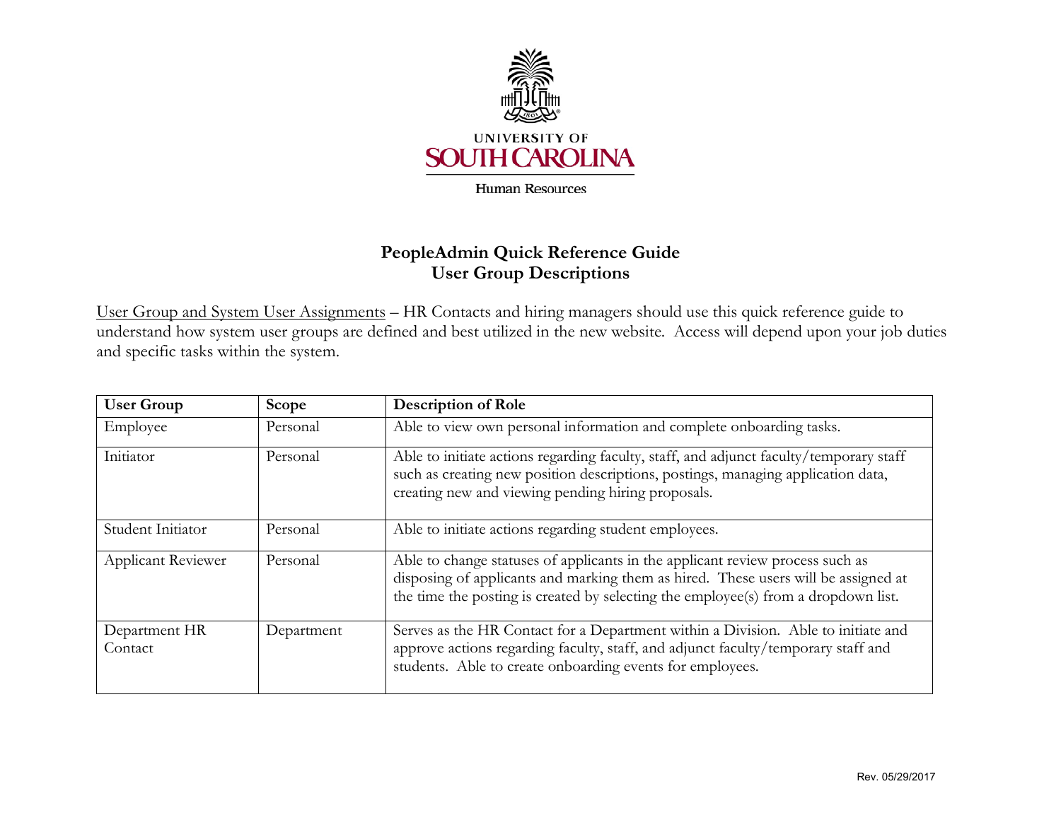UNIVERSITY OF
SOUTH CAROLINA

Human Resources

# PeopleAdmin Quick Reference Guide
## User Group Descriptions

User Group and System User Assignments – HR Contacts and hiring managers should use this quick reference guide to understand how system user groups are defined and best utilized in the new website. Access will depend upon your job duties and specific tasks within the system.

| User Group | Scope | Description of Role |
|---|---|---|
| Employee | Personal | Able to view own personal information and complete onboarding tasks. |
| Initiator | Personal | Able to initiate actions regarding faculty, staff, and adjunct faculty/temporary staff such as creating new position descriptions, postings, managing application data, creating new and viewing pending hiring proposals. |
| Student Initiator | Personal | Able to initiate actions regarding student employees. |
| Applicant Reviewer | Personal | Able to change statuses of applicants in the applicant review process such as disposing of applicants and marking them as hired. These users will be assigned at the time the posting is created by selecting the employee(s) from a dropdown list. |
| Department HR Contact | Department | Serves as the HR Contact for a Department within a Division. Able to initiate and approve actions regarding faculty, staff, and adjunct faculty/temporary staff and students. Able to create onboarding events for employees. |

Rev. 05/29/2017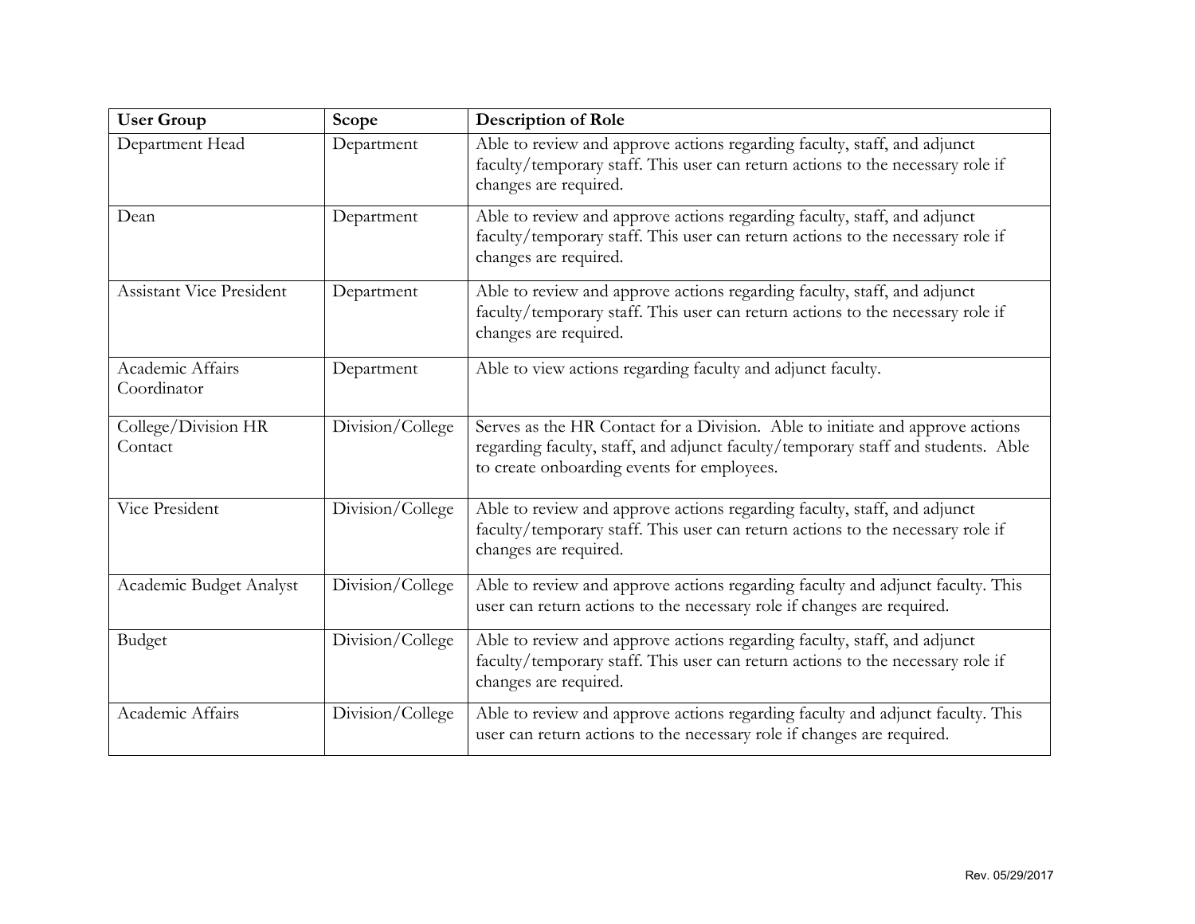| User Group | Scope | Description of Role |
| --- | --- | --- |
| Department Head | Department | Able to review and approve actions regarding faculty, staff, and adjunct faculty/temporary staff. This user can return actions to the necessary role if changes are required. |
| Dean | Department | Able to review and approve actions regarding faculty, staff, and adjunct faculty/temporary staff. This user can return actions to the necessary role if changes are required. |
| Assistant Vice President | Department | Able to review and approve actions regarding faculty, staff, and adjunct faculty/temporary staff. This user can return actions to the necessary role if changes are required. |
| Academic Affairs Coordinator | Department | Able to view actions regarding faculty and adjunct faculty. |
| College/Division HR Contact | Division/College | Serves as the HR Contact for a Division. Able to initiate and approve actions regarding faculty, staff, and adjunct faculty/temporary staff and students. Able to create onboarding events for employees. |
| Vice President | Division/College | Able to review and approve actions regarding faculty, staff, and adjunct faculty/temporary staff. This user can return actions to the necessary role if changes are required. |
| Academic Budget Analyst | Division/College | Able to review and approve actions regarding faculty and adjunct faculty. This user can return actions to the necessary role if changes are required. |
| Budget | Division/College | Able to review and approve actions regarding faculty, staff, and adjunct faculty/temporary staff. This user can return actions to the necessary role if changes are required. |
| Academic Affairs | Division/College | Able to review and approve actions regarding faculty and adjunct faculty. This user can return actions to the necessary role if changes are required. |

Rev. 05/29/2017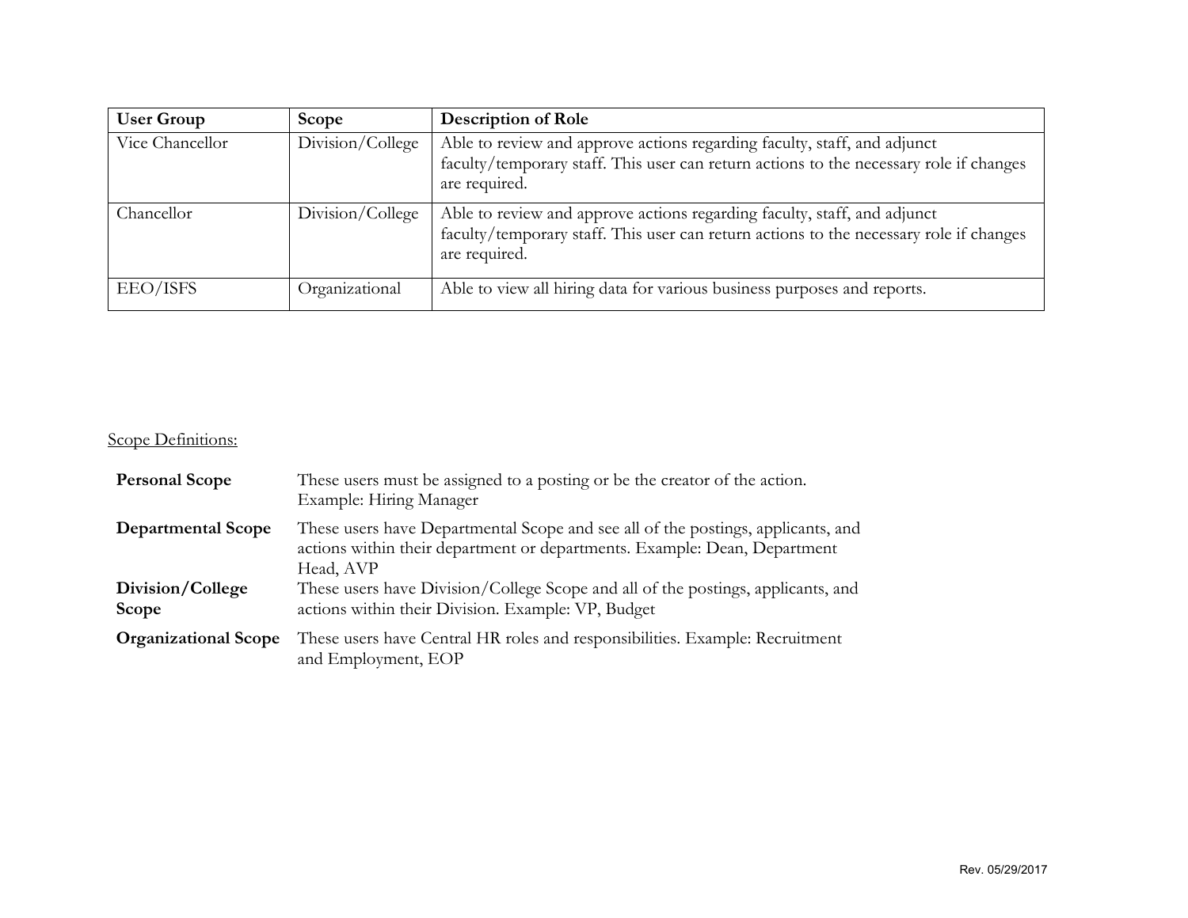| User Group | Scope | Description of Role |
| --- | --- | --- |
| Vice Chancellor | Division/College | Able to review and approve actions regarding faculty, staff, and adjunct faculty/temporary staff. This user can return actions to the necessary role if changes are required. |
| Chancellor | Division/College | Able to review and approve actions regarding faculty, staff, and adjunct faculty/temporary staff. This user can return actions to the necessary role if changes are required. |
| EEO/ISFS | Organizational | Able to view all hiring data for various business purposes and reports. |

Scope Definitions:

| | |
| --- | --- |
| **Personal Scope** | These users must be assigned to a posting or be the creator of the action. Example: Hiring Manager |
| **Departmental Scope** | These users have Departmental Scope and see all of the postings, applicants, and actions within their department or departments. Example: Dean, Department Head, AVP |
| **Division/College Scope** | These users have Division/College Scope and all of the postings, applicants, and actions within their Division. Example: VP, Budget |
| **Organizational Scope** | These users have Central HR roles and responsibilities. Example: Recruitment and Employment, EOP |

Rev. 05/29/2017